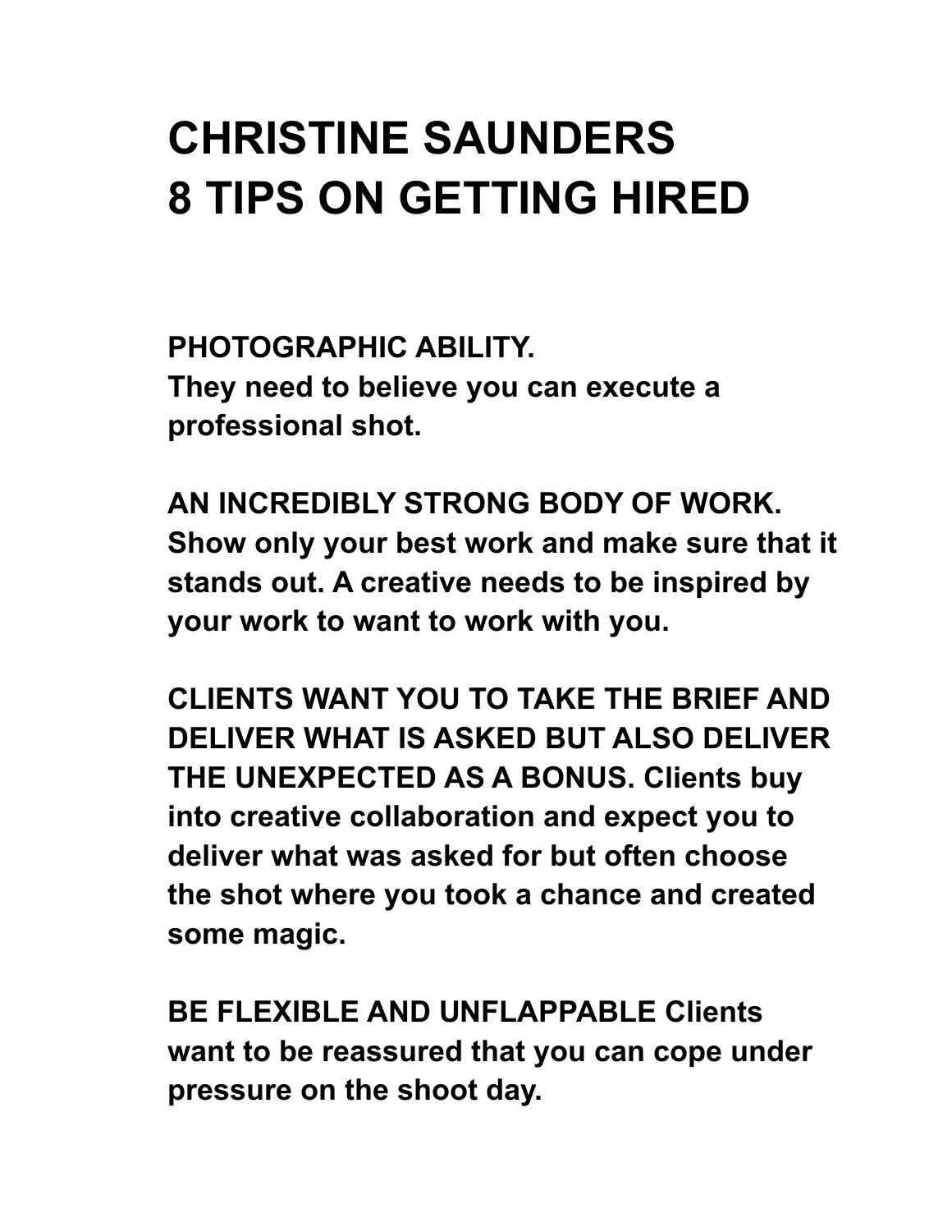# CHRISTINE SAUNDERS
# 8 TIPS ON GETTING HIRED

**PHOTOGRAPHIC ABILITY.**
**They need to believe you can execute a professional shot.**

**AN INCREDIBLY STRONG BODY OF WORK.**
**Show only your best work and make sure that it stands out. A creative needs to be inspired by your work to want to work with you.**

**CLIENTS WANT YOU TO TAKE THE BRIEF AND DELIVER WHAT IS ASKED BUT ALSO DELIVER THE UNEXPECTED AS A BONUS. Clients buy into creative collaboration and expect you to deliver what was asked for but often choose the shot where you took a chance and created some magic.**

**BE FLEXIBLE AND UNFLAPPABLE Clients want to be reassured that you can cope under pressure on the shoot day.**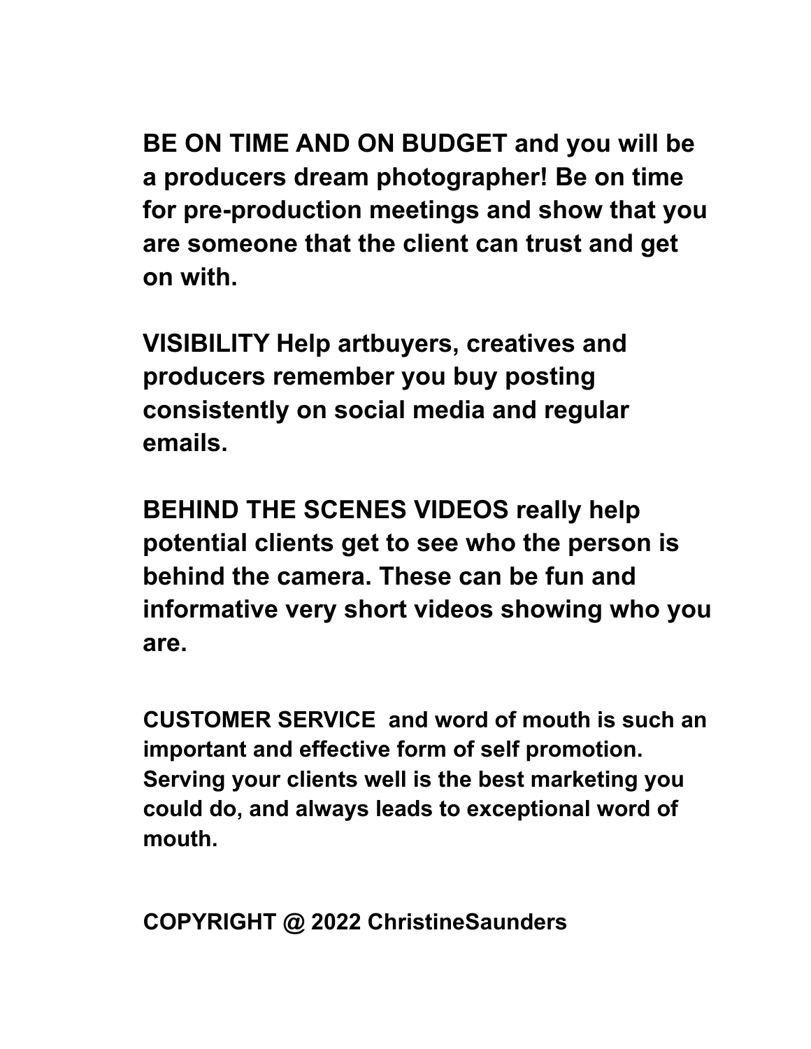**BE ON TIME AND ON BUDGET and you will be a producers dream photographer! Be on time for pre-production meetings and show that you are someone that the client can trust and get on with.**

**VISIBILITY Help artbuyers, creatives and producers remember you buy posting consistently on social media and regular emails.**

**BEHIND THE SCENES VIDEOS really help potential clients get to see who the person is behind the camera. These can be fun and informative very short videos showing who you are.**

**CUSTOMER SERVICE and word of mouth is such an important and effective form of self promotion. Serving your clients well is the best marketing you could do, and always leads to exceptional word of mouth.**

**COPYRIGHT @ 2022 ChristineSaunders**